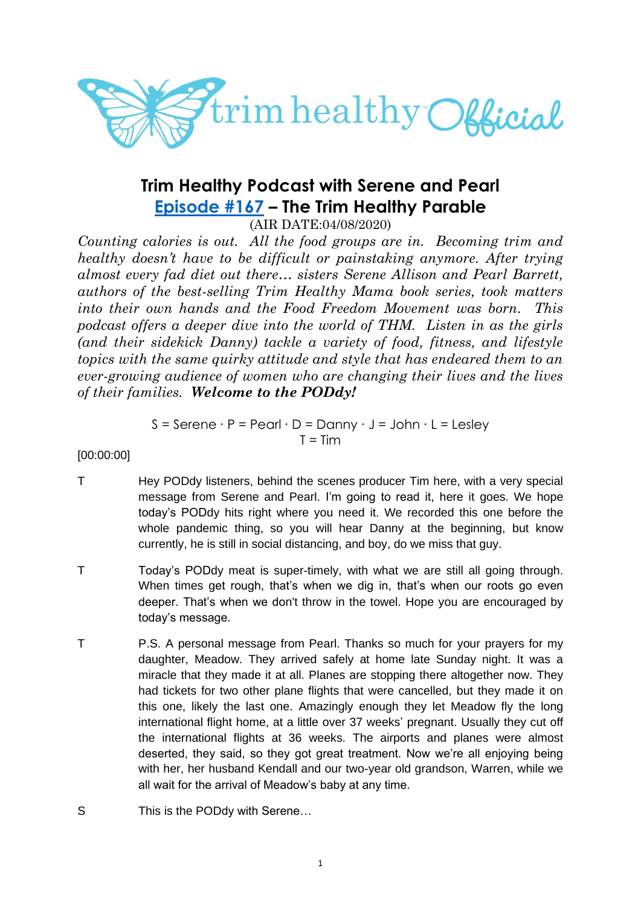# Trim Healthy Podcast with Serene and Pearl

## Episode #167 – The Trim Healthy Parable

(AIR DATE:04/08/2020)

*Counting calories is out. All the food groups are in. Becoming trim and healthy doesn't have to be difficult or painstaking anymore. After trying almost every fad diet out there… sisters Serene Allison and Pearl Barrett, authors of the best-selling Trim Healthy Mama book series, took matters into their own hands and the Food Freedom Movement was born. This podcast offers a deeper dive into the world of THM. Listen in as the girls (and their sidekick Danny) tackle a variety of food, fitness, and lifestyle topics with the same quirky attitude and style that has endeared them to an ever-growing audience of women who are changing their lives and the lives of their families.* ***Welcome to the PODdy!***

S = Serene · P = Pearl · D = Danny · J = John · L = Lesley
T = Tim

[00:00:00]

T Hey PODdy listeners, behind the scenes producer Tim here, with a very special message from Serene and Pearl. I'm going to read it, here it goes. We hope today's PODdy hits right where you need it. We recorded this one before the whole pandemic thing, so you will hear Danny at the beginning, but know currently, he is still in social distancing, and boy, do we miss that guy.

T Today's PODdy meat is super-timely, with what we are still all going through. When times get rough, that's when we dig in, that's when our roots go even deeper. That's when we don't throw in the towel. Hope you are encouraged by today's message.

T P.S. A personal message from Pearl. Thanks so much for your prayers for my daughter, Meadow. They arrived safely at home late Sunday night. It was a miracle that they made it at all. Planes are stopping there altogether now. They had tickets for two other plane flights that were cancelled, but they made it on this one, likely the last one. Amazingly enough they let Meadow fly the long international flight home, at a little over 37 weeks' pregnant. Usually they cut off the international flights at 36 weeks. The airports and planes were almost deserted, they said, so they got great treatment. Now we're all enjoying being with her, her husband Kendall and our two-year old grandson, Warren, while we all wait for the arrival of Meadow's baby at any time.

S This is the PODdy with Serene…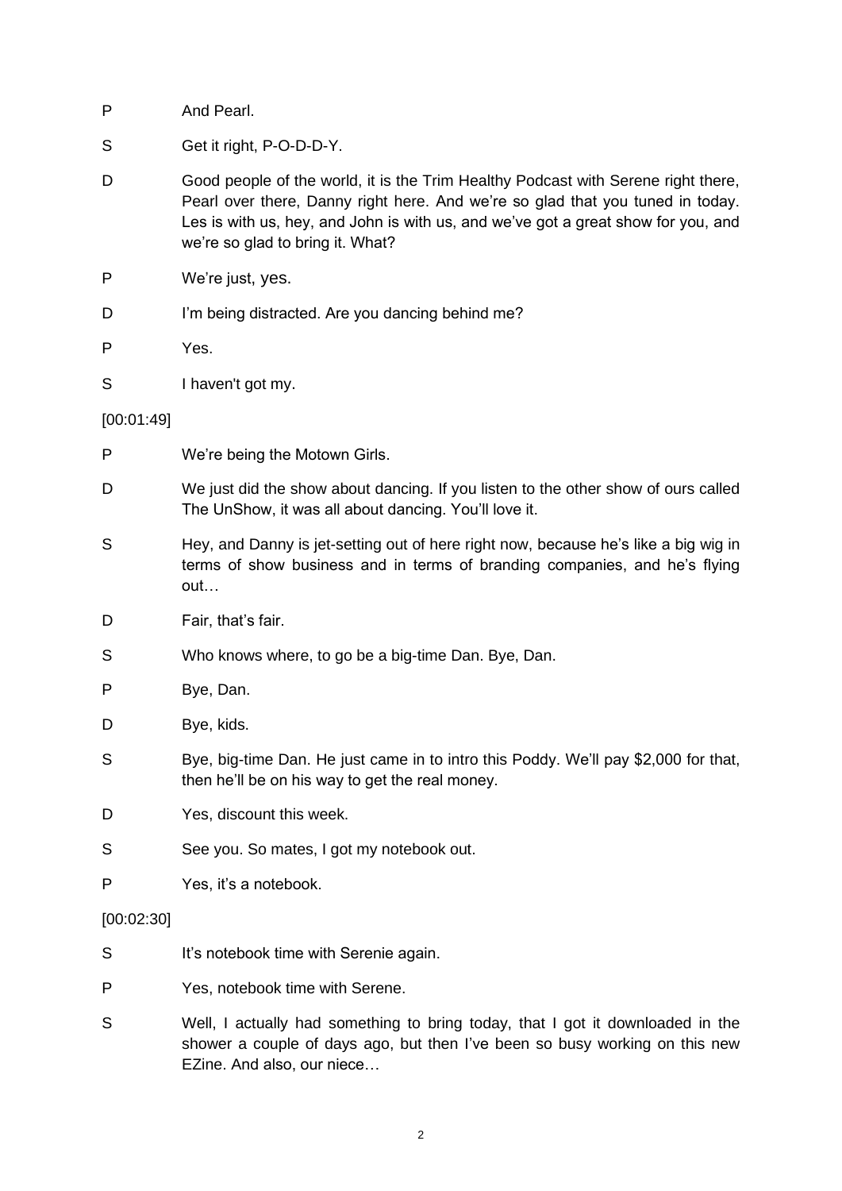P And Pearl.

S Get it right, P-O-D-D-Y.

D Good people of the world, it is the Trim Healthy Podcast with Serene right there, Pearl over there, Danny right here. And we're so glad that you tuned in today. Les is with us, hey, and John is with us, and we've got a great show for you, and we're so glad to bring it. What?

P We're just, yes.

D I'm being distracted. Are you dancing behind me?

P Yes.

S I haven't got my.

[00:01:49]

P We're being the Motown Girls.

D We just did the show about dancing. If you listen to the other show of ours called The UnShow, it was all about dancing. You'll love it.

S Hey, and Danny is jet-setting out of here right now, because he's like a big wig in terms of show business and in terms of branding companies, and he's flying out…

D Fair, that's fair.

S Who knows where, to go be a big-time Dan. Bye, Dan.

P Bye, Dan.

D Bye, kids.

S Bye, big-time Dan. He just came in to intro this Poddy. We'll pay $2,000 for that, then he'll be on his way to get the real money.

D Yes, discount this week.

S See you. So mates, I got my notebook out.

P Yes, it's a notebook.

[00:02:30]

S It's notebook time with Serenie again.

P Yes, notebook time with Serene.

S Well, I actually had something to bring today, that I got it downloaded in the shower a couple of days ago, but then I've been so busy working on this new EZine. And also, our niece…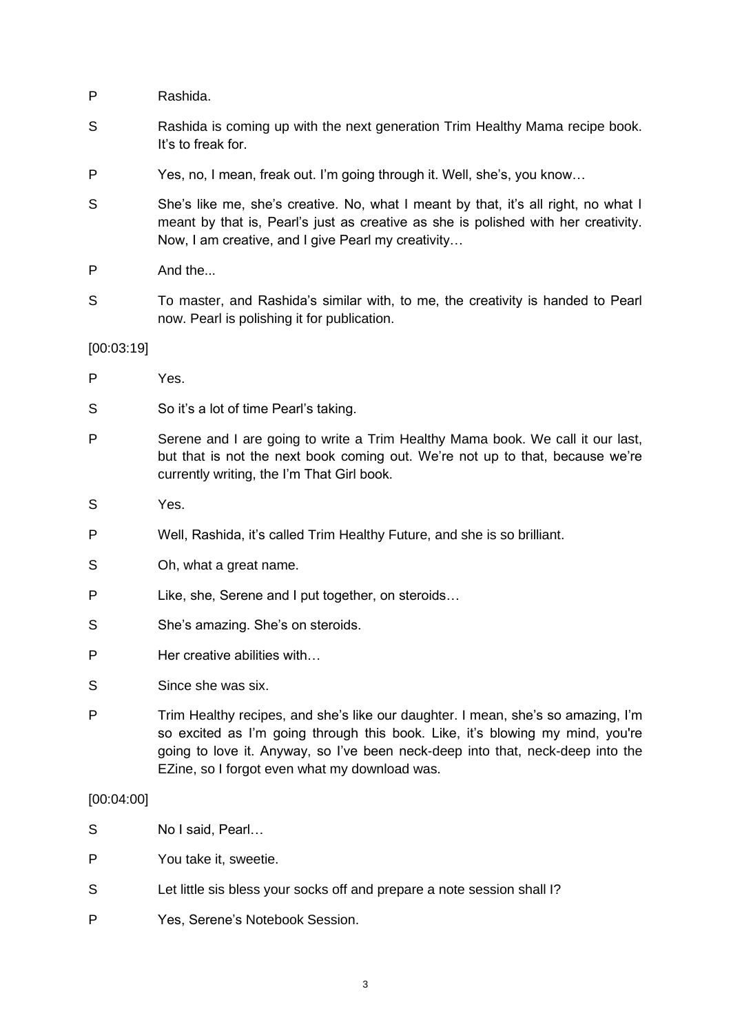P Rashida.

S Rashida is coming up with the next generation Trim Healthy Mama recipe book. It's to freak for.

P Yes, no, I mean, freak out. I'm going through it. Well, she's, you know…

S She's like me, she's creative. No, what I meant by that, it's all right, no what I meant by that is, Pearl's just as creative as she is polished with her creativity. Now, I am creative, and I give Pearl my creativity…

P And the...

S To master, and Rashida's similar with, to me, the creativity is handed to Pearl now. Pearl is polishing it for publication.

[00:03:19]

P Yes.

S So it's a lot of time Pearl's taking.

P Serene and I are going to write a Trim Healthy Mama book. We call it our last, but that is not the next book coming out. We're not up to that, because we're currently writing, the I'm That Girl book.

S Yes.

P Well, Rashida, it's called Trim Healthy Future, and she is so brilliant.

S Oh, what a great name.

P Like, she, Serene and I put together, on steroids…

S She's amazing. She's on steroids.

P Her creative abilities with…

S Since she was six.

P Trim Healthy recipes, and she's like our daughter. I mean, she's so amazing, I'm so excited as I'm going through this book. Like, it's blowing my mind, you're going to love it. Anyway, so I've been neck-deep into that, neck-deep into the EZine, so I forgot even what my download was.

[00:04:00]

S No I said, Pearl…

P You take it, sweetie.

S Let little sis bless your socks off and prepare a note session shall I?

P Yes, Serene's Notebook Session.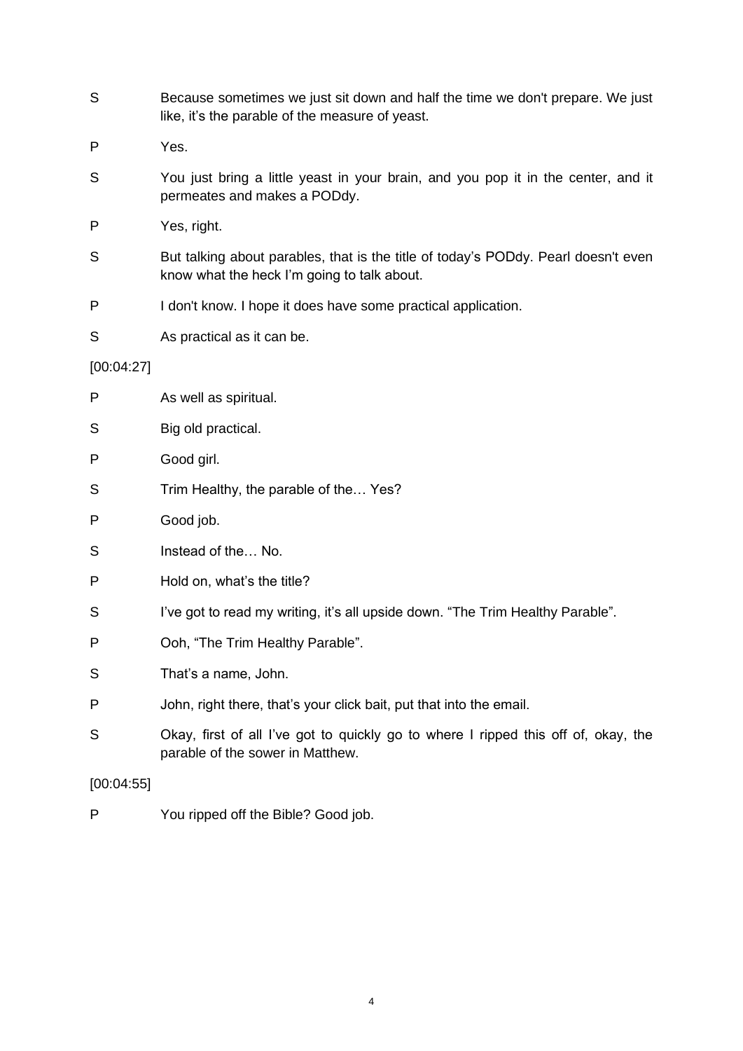S Because sometimes we just sit down and half the time we don't prepare. We just like, it's the parable of the measure of yeast.

P Yes.

S You just bring a little yeast in your brain, and you pop it in the center, and it permeates and makes a PODdy.

P Yes, right.

S But talking about parables, that is the title of today's PODdy. Pearl doesn't even know what the heck I'm going to talk about.

P I don't know. I hope it does have some practical application.

S As practical as it can be.

[00:04:27]

P As well as spiritual.

S Big old practical.

P Good girl.

S Trim Healthy, the parable of the… Yes?

P Good job.

S Instead of the… No.

P Hold on, what's the title?

S I've got to read my writing, it's all upside down. "The Trim Healthy Parable".

P Ooh, "The Trim Healthy Parable".

S That's a name, John.

P John, right there, that's your click bait, put that into the email.

S Okay, first of all I've got to quickly go to where I ripped this off of, okay, the parable of the sower in Matthew.

[00:04:55]

P You ripped off the Bible? Good job.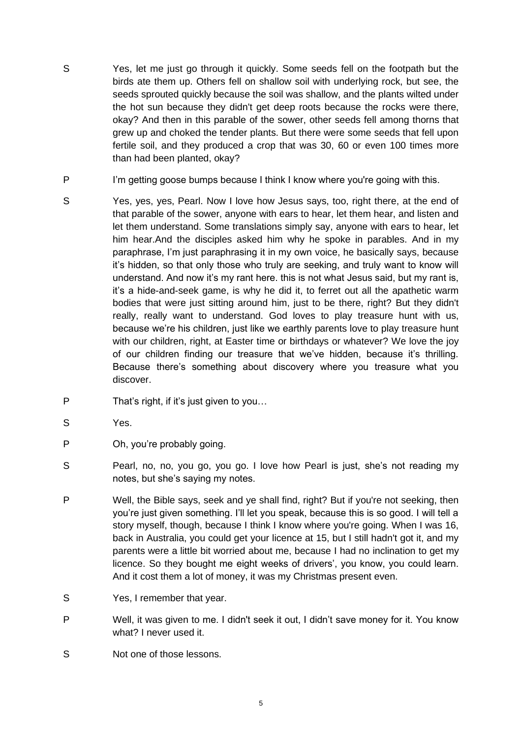S Yes, let me just go through it quickly. Some seeds fell on the footpath but the birds ate them up. Others fell on shallow soil with underlying rock, but see, the seeds sprouted quickly because the soil was shallow, and the plants wilted under the hot sun because they didn't get deep roots because the rocks were there, okay? And then in this parable of the sower, other seeds fell among thorns that grew up and choked the tender plants. But there were some seeds that fell upon fertile soil, and they produced a crop that was 30, 60 or even 100 times more than had been planted, okay?

P I'm getting goose bumps because I think I know where you're going with this.

S Yes, yes, yes, Pearl. Now I love how Jesus says, too, right there, at the end of that parable of the sower, anyone with ears to hear, let them hear, and listen and let them understand. Some translations simply say, anyone with ears to hear, let him hear.And the disciples asked him why he spoke in parables. And in my paraphrase, I'm just paraphrasing it in my own voice, he basically says, because it's hidden, so that only those who truly are seeking, and truly want to know will understand. And now it's my rant here. this is not what Jesus said, but my rant is, it's a hide-and-seek game, is why he did it, to ferret out all the apathetic warm bodies that were just sitting around him, just to be there, right? But they didn't really, really want to understand. God loves to play treasure hunt with us, because we're his children, just like we earthly parents love to play treasure hunt with our children, right, at Easter time or birthdays or whatever? We love the joy of our children finding our treasure that we've hidden, because it's thrilling. Because there's something about discovery where you treasure what you discover.

P That's right, if it's just given to you…

S Yes.

P Oh, you're probably going.

S Pearl, no, no, you go, you go. I love how Pearl is just, she's not reading my notes, but she's saying my notes.

P Well, the Bible says, seek and ye shall find, right? But if you're not seeking, then you're just given something. I'll let you speak, because this is so good. I will tell a story myself, though, because I think I know where you're going. When I was 16, back in Australia, you could get your licence at 15, but I still hadn't got it, and my parents were a little bit worried about me, because I had no inclination to get my licence. So they bought me eight weeks of drivers', you know, you could learn. And it cost them a lot of money, it was my Christmas present even.

S Yes, I remember that year.

P Well, it was given to me. I didn't seek it out, I didn't save money for it. You know what? I never used it.

S Not one of those lessons.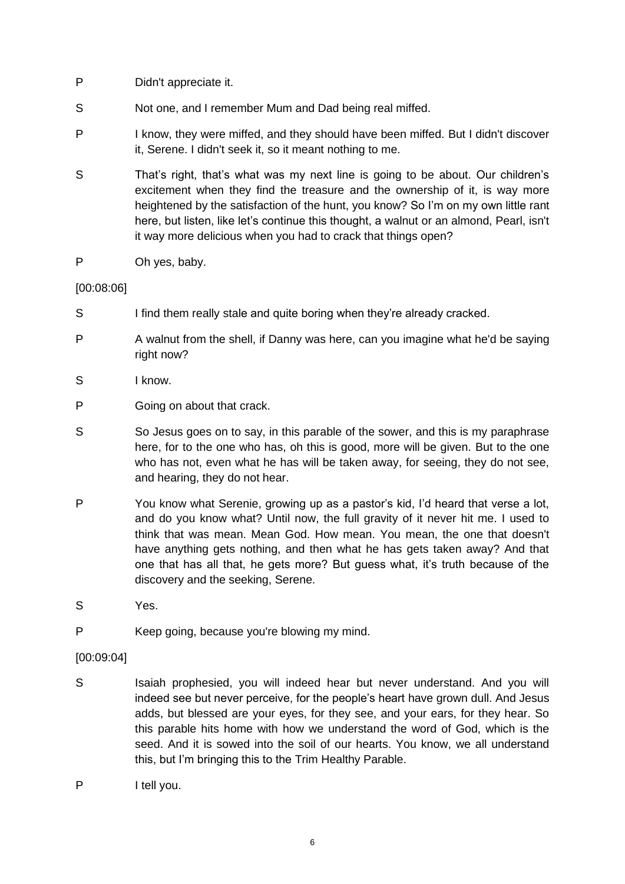P Didn't appreciate it.

S Not one, and I remember Mum and Dad being real miffed.

P I know, they were miffed, and they should have been miffed. But I didn't discover it, Serene. I didn't seek it, so it meant nothing to me.

S That's right, that's what was my next line is going to be about. Our children's excitement when they find the treasure and the ownership of it, is way more heightened by the satisfaction of the hunt, you know? So I'm on my own little rant here, but listen, like let's continue this thought, a walnut or an almond, Pearl, isn't it way more delicious when you had to crack that things open?

P Oh yes, baby.

[00:08:06]

S I find them really stale and quite boring when they're already cracked.

P A walnut from the shell, if Danny was here, can you imagine what he'd be saying right now?

S I know.

P Going on about that crack.

S So Jesus goes on to say, in this parable of the sower, and this is my paraphrase here, for to the one who has, oh this is good, more will be given. But to the one who has not, even what he has will be taken away, for seeing, they do not see, and hearing, they do not hear.

P You know what Serenie, growing up as a pastor's kid, I'd heard that verse a lot, and do you know what? Until now, the full gravity of it never hit me. I used to think that was mean. Mean God. How mean. You mean, the one that doesn't have anything gets nothing, and then what he has gets taken away? And that one that has all that, he gets more? But guess what, it's truth because of the discovery and the seeking, Serene.

S Yes.

P Keep going, because you're blowing my mind.

[00:09:04]

S Isaiah prophesied, you will indeed hear but never understand. And you will indeed see but never perceive, for the people's heart have grown dull. And Jesus adds, but blessed are your eyes, for they see, and your ears, for they hear. So this parable hits home with how we understand the word of God, which is the seed. And it is sowed into the soil of our hearts. You know, we all understand this, but I'm bringing this to the Trim Healthy Parable.

P I tell you.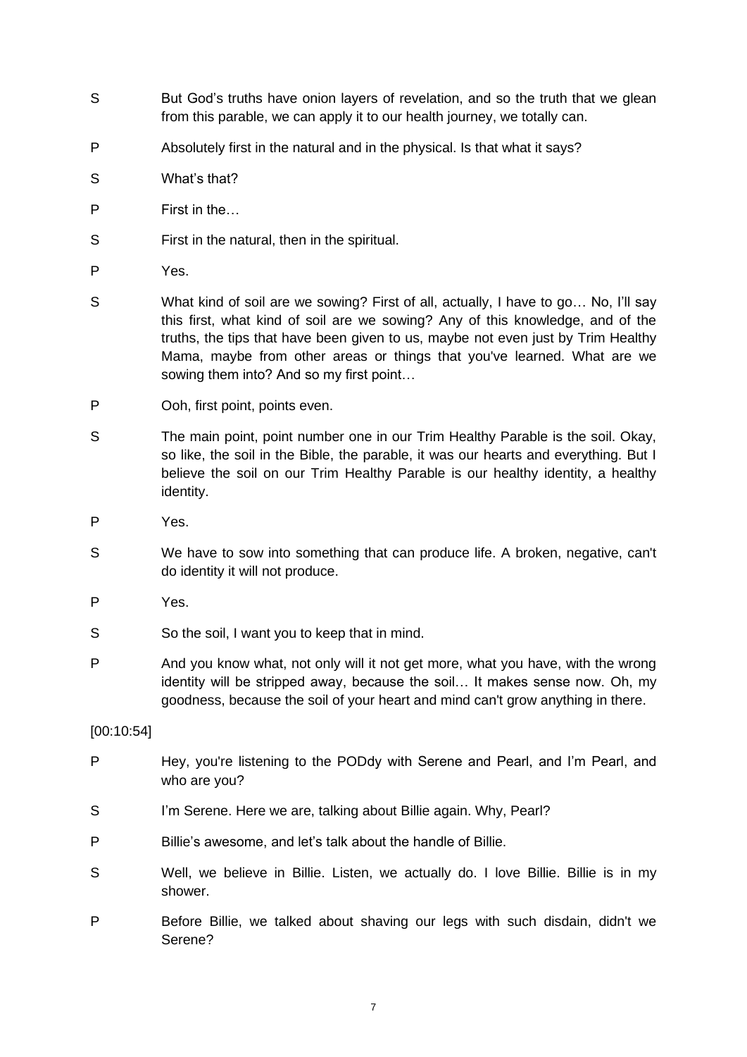S But God's truths have onion layers of revelation, and so the truth that we glean from this parable, we can apply it to our health journey, we totally can.

P Absolutely first in the natural and in the physical. Is that what it says?

S What's that?

P First in the…

S First in the natural, then in the spiritual.

P Yes.

S What kind of soil are we sowing? First of all, actually, I have to go… No, I'll say this first, what kind of soil are we sowing? Any of this knowledge, and of the truths, the tips that have been given to us, maybe not even just by Trim Healthy Mama, maybe from other areas or things that you've learned. What are we sowing them into? And so my first point…

P Ooh, first point, points even.

S The main point, point number one in our Trim Healthy Parable is the soil. Okay, so like, the soil in the Bible, the parable, it was our hearts and everything. But I believe the soil on our Trim Healthy Parable is our healthy identity, a healthy identity.

P Yes.

S We have to sow into something that can produce life. A broken, negative, can't do identity it will not produce.

P Yes.

S So the soil, I want you to keep that in mind.

P And you know what, not only will it not get more, what you have, with the wrong identity will be stripped away, because the soil… It makes sense now. Oh, my goodness, because the soil of your heart and mind can't grow anything in there.

[00:10:54]

P Hey, you're listening to the PODdy with Serene and Pearl, and I'm Pearl, and who are you?

S I'm Serene. Here we are, talking about Billie again. Why, Pearl?

P Billie's awesome, and let's talk about the handle of Billie.

S Well, we believe in Billie. Listen, we actually do. I love Billie. Billie is in my shower.

P Before Billie, we talked about shaving our legs with such disdain, didn't we Serene?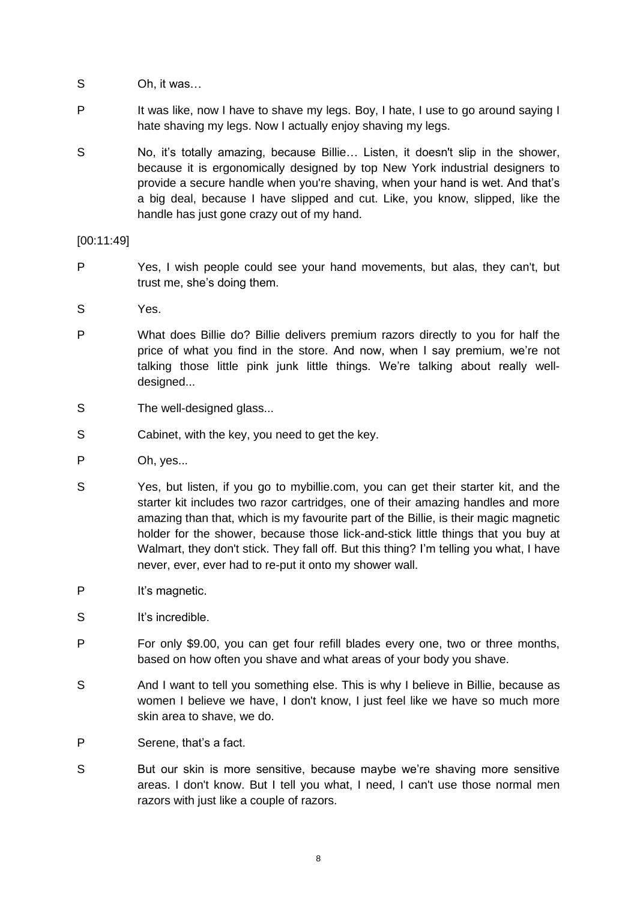S Oh, it was…

P It was like, now I have to shave my legs. Boy, I hate, I use to go around saying I hate shaving my legs. Now I actually enjoy shaving my legs.

S No, it's totally amazing, because Billie… Listen, it doesn't slip in the shower, because it is ergonomically designed by top New York industrial designers to provide a secure handle when you're shaving, when your hand is wet. And that's a big deal, because I have slipped and cut. Like, you know, slipped, like the handle has just gone crazy out of my hand.

[00:11:49]

P Yes, I wish people could see your hand movements, but alas, they can't, but trust me, she's doing them.

S Yes.

P What does Billie do? Billie delivers premium razors directly to you for half the price of what you find in the store. And now, when I say premium, we're not talking those little pink junk little things. We're talking about really well-designed...

S The well-designed glass...

S Cabinet, with the key, you need to get the key.

P Oh, yes...

S Yes, but listen, if you go to mybillie.com, you can get their starter kit, and the starter kit includes two razor cartridges, one of their amazing handles and more amazing than that, which is my favourite part of the Billie, is their magic magnetic holder for the shower, because those lick-and-stick little things that you buy at Walmart, they don't stick. They fall off. But this thing? I'm telling you what, I have never, ever, ever had to re-put it onto my shower wall.

P It's magnetic.

S It's incredible.

P For only $9.00, you can get four refill blades every one, two or three months, based on how often you shave and what areas of your body you shave.

S And I want to tell you something else. This is why I believe in Billie, because as women I believe we have, I don't know, I just feel like we have so much more skin area to shave, we do.

P Serene, that's a fact.

S But our skin is more sensitive, because maybe we're shaving more sensitive areas. I don't know. But I tell you what, I need, I can't use those normal men razors with just like a couple of razors.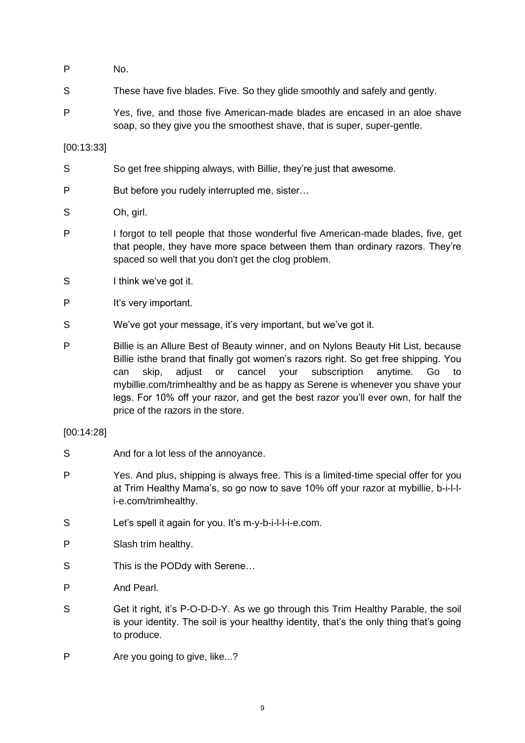P No.

S These have five blades. Five. So they glide smoothly and safely and gently.

P Yes, five, and those five American-made blades are encased in an aloe shave soap, so they give you the smoothest shave, that is super, super-gentle.

[00:13:33]

S So get free shipping always, with Billie, they're just that awesome.

P But before you rudely interrupted me, sister…

S Oh, girl.

P I forgot to tell people that those wonderful five American-made blades, five, get that people, they have more space between them than ordinary razors. They're spaced so well that you don't get the clog problem.

S I think we've got it.

P It's very important.

S We've got your message, it's very important, but we've got it.

P Billie is an Allure Best of Beauty winner, and on Nylons Beauty Hit List, because Billie isthe brand that finally got women's razors right. So get free shipping. You can skip, adjust or cancel your subscription anytime. Go to mybillie.com/trimhealthy and be as happy as Serene is whenever you shave your legs. For 10% off your razor, and get the best razor you'll ever own, for half the price of the razors in the store.

[00:14:28]

S And for a lot less of the annoyance.

P Yes. And plus, shipping is always free. This is a limited-time special offer for you at Trim Healthy Mama's, so go now to save 10% off your razor at mybillie, b-i-l-l-i-e.com/trimhealthy.

S Let's spell it again for you. It's m-y-b-i-l-l-i-e.com.

P Slash trim healthy.

S This is the PODdy with Serene…

P And Pearl.

S Get it right, it's P-O-D-D-Y. As we go through this Trim Healthy Parable, the soil is your identity. The soil is your healthy identity, that's the only thing that's going to produce.

P Are you going to give, like...?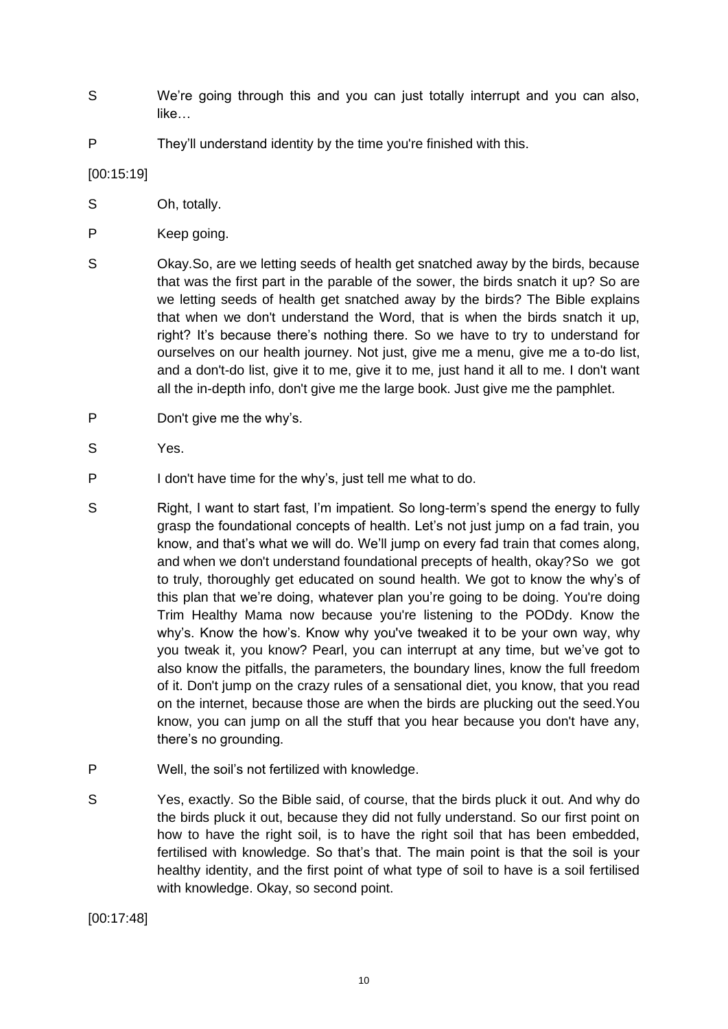S We're going through this and you can just totally interrupt and you can also, like…

P They'll understand identity by the time you're finished with this.

[00:15:19]

S Oh, totally.

P Keep going.

S Okay.So, are we letting seeds of health get snatched away by the birds, because that was the first part in the parable of the sower, the birds snatch it up? So are we letting seeds of health get snatched away by the birds? The Bible explains that when we don't understand the Word, that is when the birds snatch it up, right? It's because there's nothing there. So we have to try to understand for ourselves on our health journey. Not just, give me a menu, give me a to-do list, and a don't-do list, give it to me, give it to me, just hand it all to me. I don't want all the in-depth info, don't give me the large book. Just give me the pamphlet.

P Don't give me the why's.

S Yes.

P I don't have time for the why's, just tell me what to do.

S Right, I want to start fast, I'm impatient. So long-term's spend the energy to fully grasp the foundational concepts of health. Let's not just jump on a fad train, you know, and that's what we will do. We'll jump on every fad train that comes along, and when we don't understand foundational precepts of health, okay?So we got to truly, thoroughly get educated on sound health. We got to know the why's of this plan that we're doing, whatever plan you're going to be doing. You're doing Trim Healthy Mama now because you're listening to the PODdy. Know the why's. Know the how's. Know why you've tweaked it to be your own way, why you tweak it, you know? Pearl, you can interrupt at any time, but we've got to also know the pitfalls, the parameters, the boundary lines, know the full freedom of it. Don't jump on the crazy rules of a sensational diet, you know, that you read on the internet, because those are when the birds are plucking out the seed.You know, you can jump on all the stuff that you hear because you don't have any, there's no grounding.

P Well, the soil's not fertilized with knowledge.

S Yes, exactly. So the Bible said, of course, that the birds pluck it out. And why do the birds pluck it out, because they did not fully understand. So our first point on how to have the right soil, is to have the right soil that has been embedded, fertilised with knowledge. So that's that. The main point is that the soil is your healthy identity, and the first point of what type of soil to have is a soil fertilised with knowledge. Okay, so second point.

[00:17:48]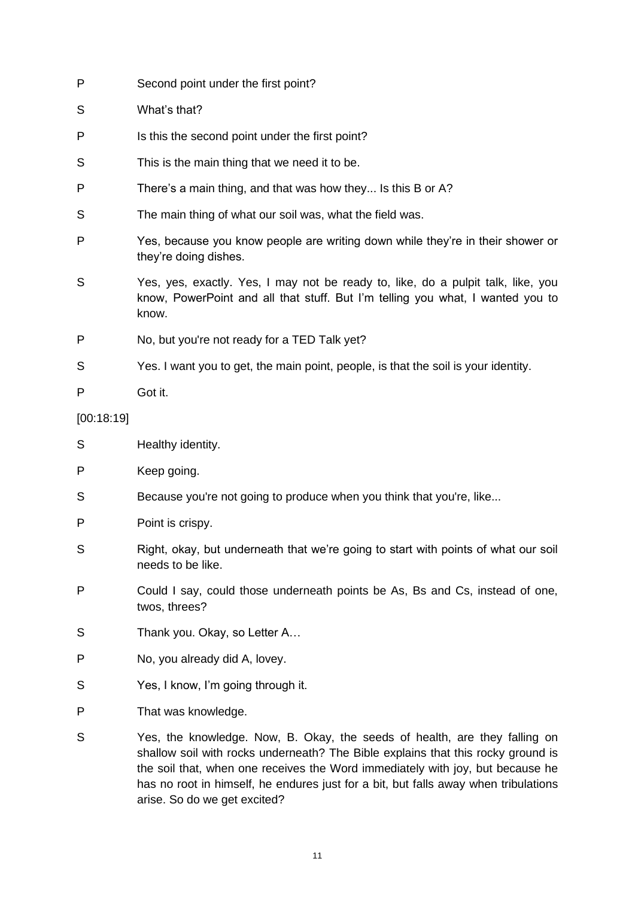P Second point under the first point?

S What's that?

P Is this the second point under the first point?

S This is the main thing that we need it to be.

P There's a main thing, and that was how they... Is this B or A?

S The main thing of what our soil was, what the field was.

P Yes, because you know people are writing down while they're in their shower or they're doing dishes.

S Yes, yes, exactly. Yes, I may not be ready to, like, do a pulpit talk, like, you know, PowerPoint and all that stuff. But I'm telling you what, I wanted you to know.

P No, but you're not ready for a TED Talk yet?

S Yes. I want you to get, the main point, people, is that the soil is your identity.

P Got it.

[00:18:19]

S Healthy identity.

P Keep going.

S Because you're not going to produce when you think that you're, like...

P Point is crispy.

S Right, okay, but underneath that we're going to start with points of what our soil needs to be like.

P Could I say, could those underneath points be As, Bs and Cs, instead of one, twos, threes?

S Thank you. Okay, so Letter A…

P No, you already did A, lovey.

S Yes, I know, I'm going through it.

P That was knowledge.

S Yes, the knowledge. Now, B. Okay, the seeds of health, are they falling on shallow soil with rocks underneath? The Bible explains that this rocky ground is the soil that, when one receives the Word immediately with joy, but because he has no root in himself, he endures just for a bit, but falls away when tribulations arise. So do we get excited?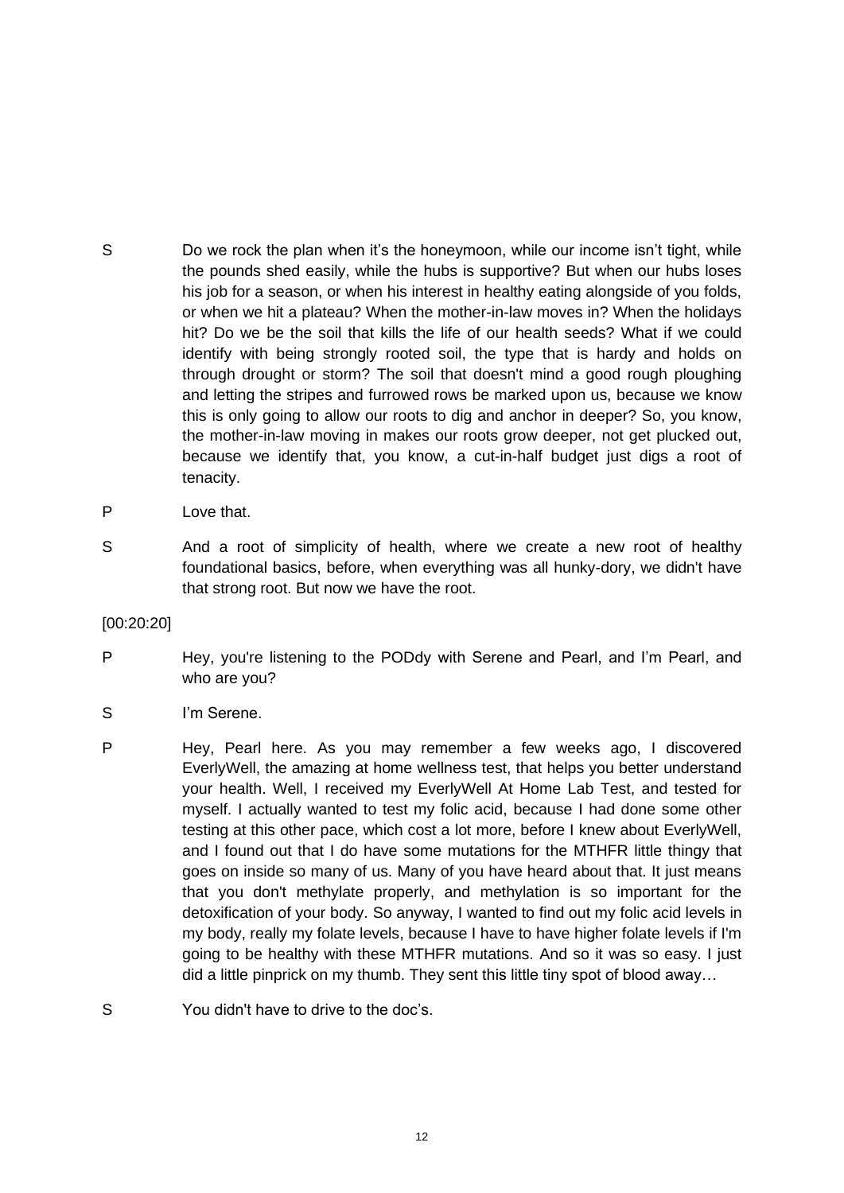S Do we rock the plan when it's the honeymoon, while our income isn't tight, while the pounds shed easily, while the hubs is supportive? But when our hubs loses his job for a season, or when his interest in healthy eating alongside of you folds, or when we hit a plateau? When the mother-in-law moves in? When the holidays hit? Do we be the soil that kills the life of our health seeds? What if we could identify with being strongly rooted soil, the type that is hardy and holds on through drought or storm? The soil that doesn't mind a good rough ploughing and letting the stripes and furrowed rows be marked upon us, because we know this is only going to allow our roots to dig and anchor in deeper? So, you know, the mother-in-law moving in makes our roots grow deeper, not get plucked out, because we identify that, you know, a cut-in-half budget just digs a root of tenacity.

P Love that.

S And a root of simplicity of health, where we create a new root of healthy foundational basics, before, when everything was all hunky-dory, we didn't have that strong root. But now we have the root.

[00:20:20]

P Hey, you're listening to the PODdy with Serene and Pearl, and I'm Pearl, and who are you?

S I'm Serene.

P Hey, Pearl here. As you may remember a few weeks ago, I discovered EverlyWell, the amazing at home wellness test, that helps you better understand your health. Well, I received my EverlyWell At Home Lab Test, and tested for myself. I actually wanted to test my folic acid, because I had done some other testing at this other pace, which cost a lot more, before I knew about EverlyWell, and I found out that I do have some mutations for the MTHFR little thingy that goes on inside so many of us. Many of you have heard about that. It just means that you don't methylate properly, and methylation is so important for the detoxification of your body. So anyway, I wanted to find out my folic acid levels in my body, really my folate levels, because I have to have higher folate levels if I'm going to be healthy with these MTHFR mutations. And so it was so easy. I just did a little pinprick on my thumb. They sent this little tiny spot of blood away…

S You didn't have to drive to the doc's.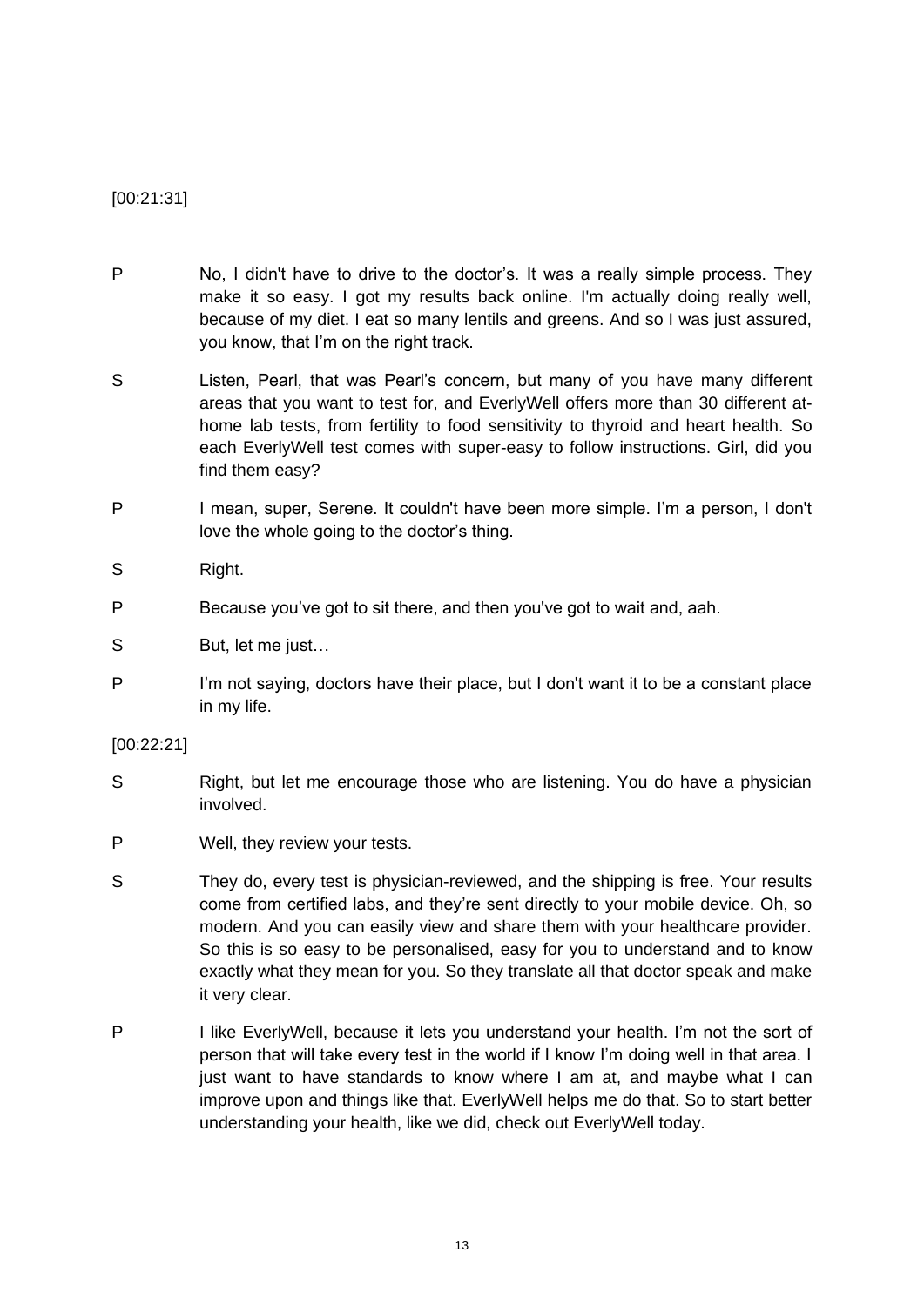[00:21:31]

P No, I didn't have to drive to the doctor's. It was a really simple process. They make it so easy. I got my results back online. I'm actually doing really well, because of my diet. I eat so many lentils and greens. And so I was just assured, you know, that I'm on the right track.

S Listen, Pearl, that was Pearl's concern, but many of you have many different areas that you want to test for, and EverlyWell offers more than 30 different at-home lab tests, from fertility to food sensitivity to thyroid and heart health. So each EverlyWell test comes with super-easy to follow instructions. Girl, did you find them easy?

P I mean, super, Serene. It couldn't have been more simple. I'm a person, I don't love the whole going to the doctor's thing.

S Right.

P Because you've got to sit there, and then you've got to wait and, aah.

S But, let me just…

P I'm not saying, doctors have their place, but I don't want it to be a constant place in my life.

[00:22:21]

S Right, but let me encourage those who are listening. You do have a physician involved.

P Well, they review your tests.

S They do, every test is physician-reviewed, and the shipping is free. Your results come from certified labs, and they're sent directly to your mobile device. Oh, so modern. And you can easily view and share them with your healthcare provider. So this is so easy to be personalised, easy for you to understand and to know exactly what they mean for you. So they translate all that doctor speak and make it very clear.

P I like EverlyWell, because it lets you understand your health. I'm not the sort of person that will take every test in the world if I know I'm doing well in that area. I just want to have standards to know where I am at, and maybe what I can improve upon and things like that. EverlyWell helps me do that. So to start better understanding your health, like we did, check out EverlyWell today.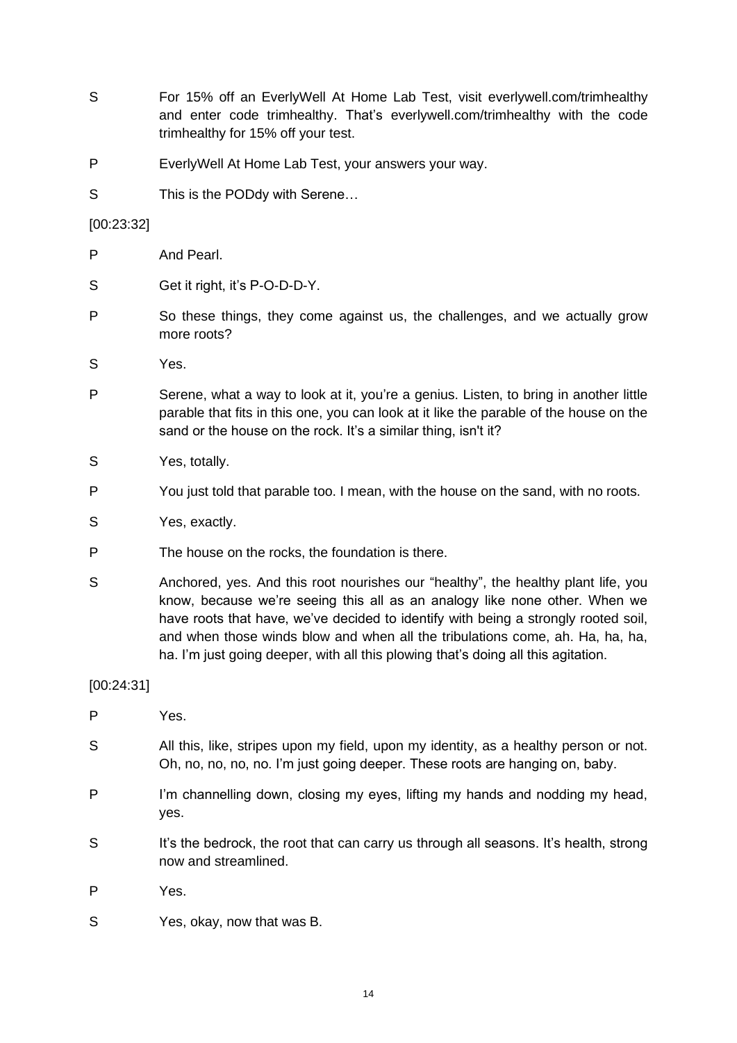S For 15% off an EverlyWell At Home Lab Test, visit everlywell.com/trimhealthy and enter code trimhealthy. That's everlywell.com/trimhealthy with the code trimhealthy for 15% off your test.

P EverlyWell At Home Lab Test, your answers your way.

S This is the PODdy with Serene…

[00:23:32]

P And Pearl.

S Get it right, it's P-O-D-D-Y.

P So these things, they come against us, the challenges, and we actually grow more roots?

S Yes.

P Serene, what a way to look at it, you're a genius. Listen, to bring in another little parable that fits in this one, you can look at it like the parable of the house on the sand or the house on the rock. It's a similar thing, isn't it?

S Yes, totally.

P You just told that parable too. I mean, with the house on the sand, with no roots.

S Yes, exactly.

P The house on the rocks, the foundation is there.

S Anchored, yes. And this root nourishes our "healthy", the healthy plant life, you know, because we're seeing this all as an analogy like none other. When we have roots that have, we've decided to identify with being a strongly rooted soil, and when those winds blow and when all the tribulations come, ah. Ha, ha, ha, ha. I'm just going deeper, with all this plowing that's doing all this agitation.

[00:24:31]

P Yes.

S All this, like, stripes upon my field, upon my identity, as a healthy person or not. Oh, no, no, no, no. I'm just going deeper. These roots are hanging on, baby.

P I'm channelling down, closing my eyes, lifting my hands and nodding my head, yes.

S It's the bedrock, the root that can carry us through all seasons. It's health, strong now and streamlined.

P Yes.

S Yes, okay, now that was B.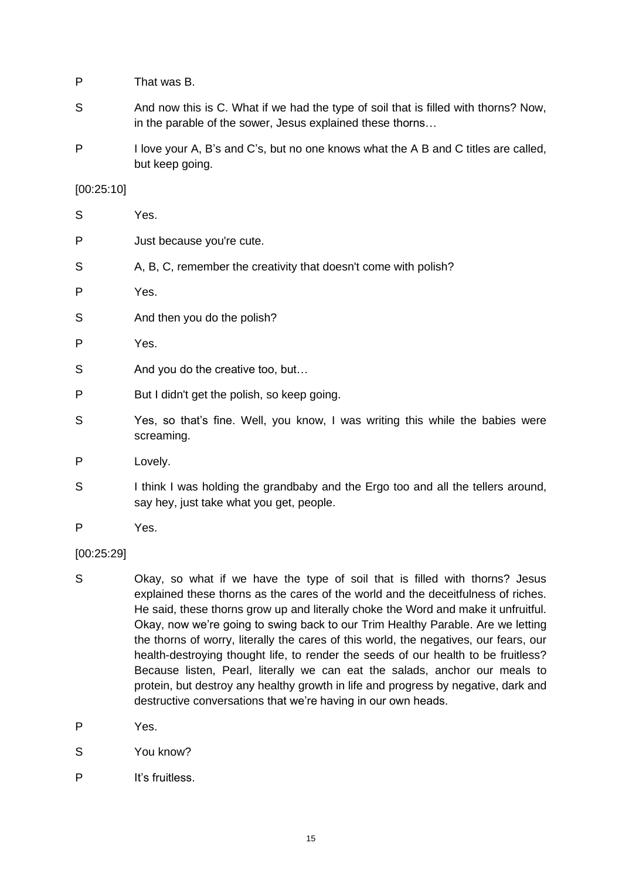P That was B.

S And now this is C. What if we had the type of soil that is filled with thorns? Now, in the parable of the sower, Jesus explained these thorns…

P I love your A, B's and C's, but no one knows what the A B and C titles are called, but keep going.

[00:25:10]

S Yes.

P Just because you're cute.

S A, B, C, remember the creativity that doesn't come with polish?

P Yes.

S And then you do the polish?

P Yes.

S And you do the creative too, but…

P But I didn't get the polish, so keep going.

S Yes, so that's fine. Well, you know, I was writing this while the babies were screaming.

P Lovely.

S I think I was holding the grandbaby and the Ergo too and all the tellers around, say hey, just take what you get, people.

P Yes.

[00:25:29]

S Okay, so what if we have the type of soil that is filled with thorns? Jesus explained these thorns as the cares of the world and the deceitfulness of riches. He said, these thorns grow up and literally choke the Word and make it unfruitful. Okay, now we're going to swing back to our Trim Healthy Parable. Are we letting the thorns of worry, literally the cares of this world, the negatives, our fears, our health-destroying thought life, to render the seeds of our health to be fruitless? Because listen, Pearl, literally we can eat the salads, anchor our meals to protein, but destroy any healthy growth in life and progress by negative, dark and destructive conversations that we're having in our own heads.

P Yes.

S You know?

P It's fruitless.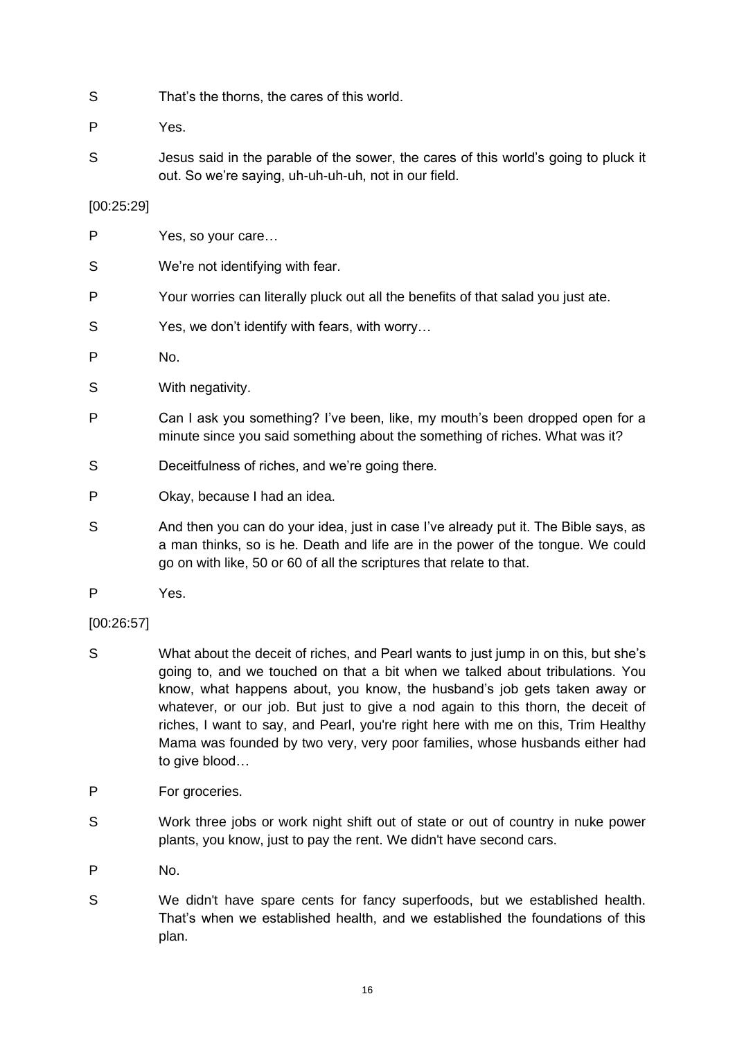S That's the thorns, the cares of this world.

P Yes.

S Jesus said in the parable of the sower, the cares of this world's going to pluck it out. So we're saying, uh-uh-uh-uh, not in our field.

[00:25:29]

P Yes, so your care…

S We're not identifying with fear.

P Your worries can literally pluck out all the benefits of that salad you just ate.

S Yes, we don't identify with fears, with worry…

P No.

S With negativity.

P Can I ask you something? I've been, like, my mouth's been dropped open for a minute since you said something about the something of riches. What was it?

S Deceitfulness of riches, and we're going there.

P Okay, because I had an idea.

S And then you can do your idea, just in case I've already put it. The Bible says, as a man thinks, so is he. Death and life are in the power of the tongue. We could go on with like, 50 or 60 of all the scriptures that relate to that.

P Yes.

[00:26:57]

S What about the deceit of riches, and Pearl wants to just jump in on this, but she's going to, and we touched on that a bit when we talked about tribulations. You know, what happens about, you know, the husband's job gets taken away or whatever, or our job. But just to give a nod again to this thorn, the deceit of riches, I want to say, and Pearl, you're right here with me on this, Trim Healthy Mama was founded by two very, very poor families, whose husbands either had to give blood…

P For groceries.

S Work three jobs or work night shift out of state or out of country in nuke power plants, you know, just to pay the rent. We didn't have second cars.

P No.

S We didn't have spare cents for fancy superfoods, but we established health. That's when we established health, and we established the foundations of this plan.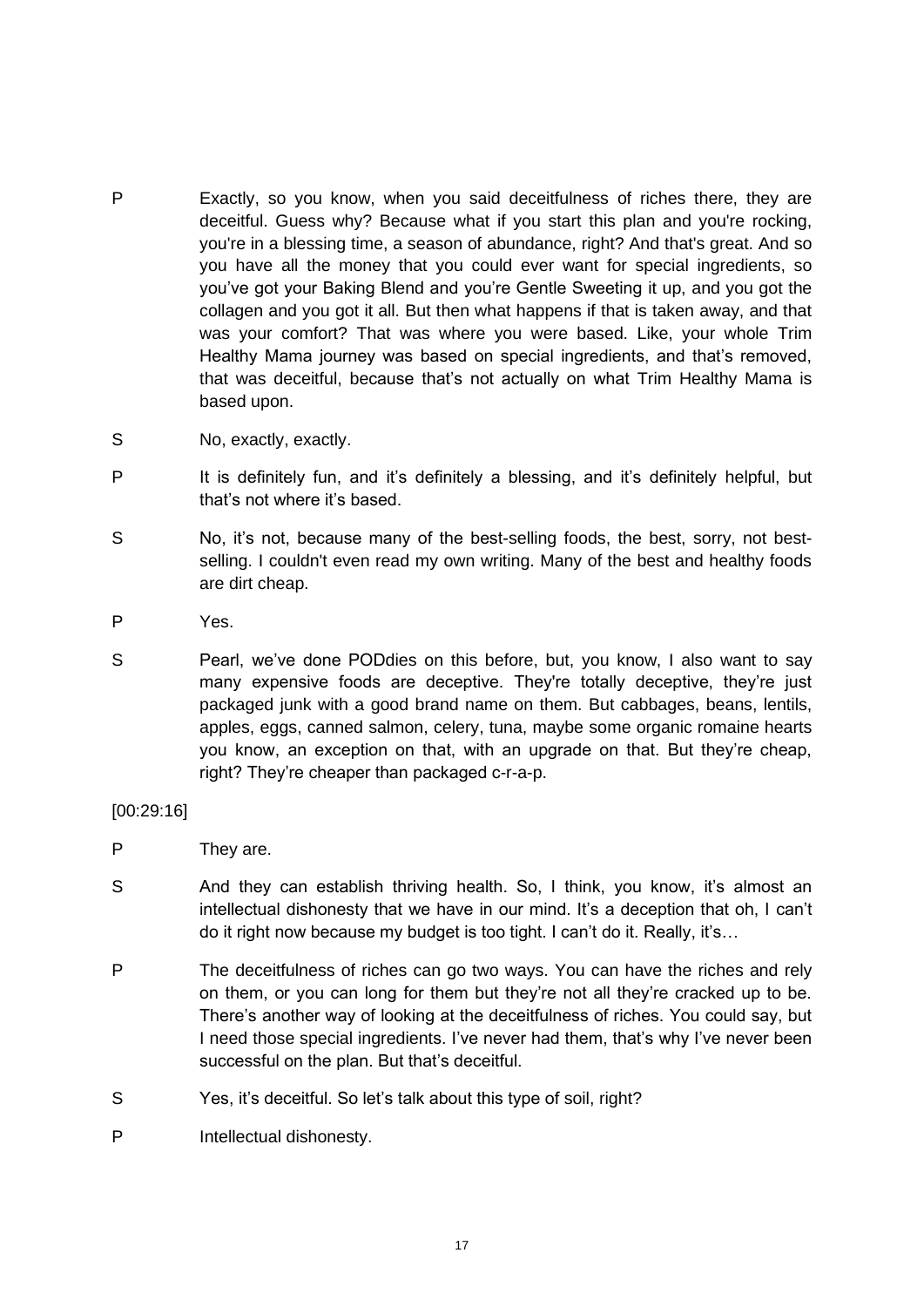P Exactly, so you know, when you said deceitfulness of riches there, they are deceitful. Guess why? Because what if you start this plan and you're rocking, you're in a blessing time, a season of abundance, right? And that's great. And so you have all the money that you could ever want for special ingredients, so you've got your Baking Blend and you're Gentle Sweeting it up, and you got the collagen and you got it all. But then what happens if that is taken away, and that was your comfort? That was where you were based. Like, your whole Trim Healthy Mama journey was based on special ingredients, and that's removed, that was deceitful, because that's not actually on what Trim Healthy Mama is based upon.

S No, exactly, exactly.

P It is definitely fun, and it's definitely a blessing, and it's definitely helpful, but that's not where it's based.

S No, it's not, because many of the best-selling foods, the best, sorry, not best-selling. I couldn't even read my own writing. Many of the best and healthy foods are dirt cheap.

P Yes.

S Pearl, we've done PODdies on this before, but, you know, I also want to say many expensive foods are deceptive. They're totally deceptive, they're just packaged junk with a good brand name on them. But cabbages, beans, lentils, apples, eggs, canned salmon, celery, tuna, maybe some organic romaine hearts you know, an exception on that, with an upgrade on that. But they're cheap, right? They're cheaper than packaged c-r-a-p.

[00:29:16]

P They are.

S And they can establish thriving health. So, I think, you know, it's almost an intellectual dishonesty that we have in our mind. It's a deception that oh, I can't do it right now because my budget is too tight. I can't do it. Really, it's…

P The deceitfulness of riches can go two ways. You can have the riches and rely on them, or you can long for them but they're not all they're cracked up to be. There's another way of looking at the deceitfulness of riches. You could say, but I need those special ingredients. I've never had them, that's why I've never been successful on the plan. But that's deceitful.

S Yes, it's deceitful. So let's talk about this type of soil, right?

P Intellectual dishonesty.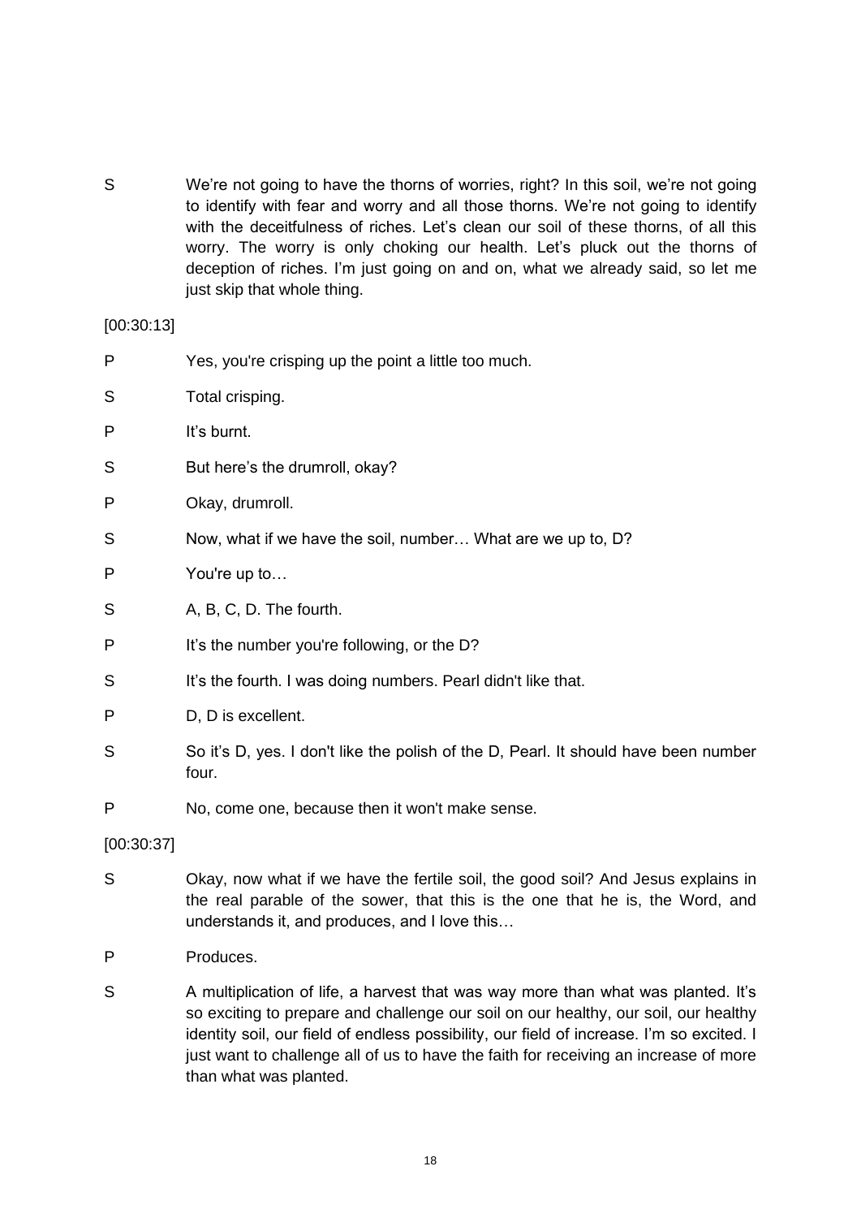S We're not going to have the thorns of worries, right? In this soil, we're not going to identify with fear and worry and all those thorns. We're not going to identify with the deceitfulness of riches. Let's clean our soil of these thorns, of all this worry. The worry is only choking our health. Let's pluck out the thorns of deception of riches. I'm just going on and on, what we already said, so let me just skip that whole thing.

[00:30:13]

P Yes, you're crisping up the point a little too much.

S Total crisping.

P It's burnt.

S But here's the drumroll, okay?

P Okay, drumroll.

S Now, what if we have the soil, number… What are we up to, D?

P You're up to…

S A, B, C, D. The fourth.

P It's the number you're following, or the D?

S It's the fourth. I was doing numbers. Pearl didn't like that.

P D, D is excellent.

S So it's D, yes. I don't like the polish of the D, Pearl. It should have been number four.

P No, come one, because then it won't make sense.

[00:30:37]

S Okay, now what if we have the fertile soil, the good soil? And Jesus explains in the real parable of the sower, that this is the one that he is, the Word, and understands it, and produces, and I love this…

P Produces.

S A multiplication of life, a harvest that was way more than what was planted. It's so exciting to prepare and challenge our soil on our healthy, our soil, our healthy identity soil, our field of endless possibility, our field of increase. I'm so excited. I just want to challenge all of us to have the faith for receiving an increase of more than what was planted.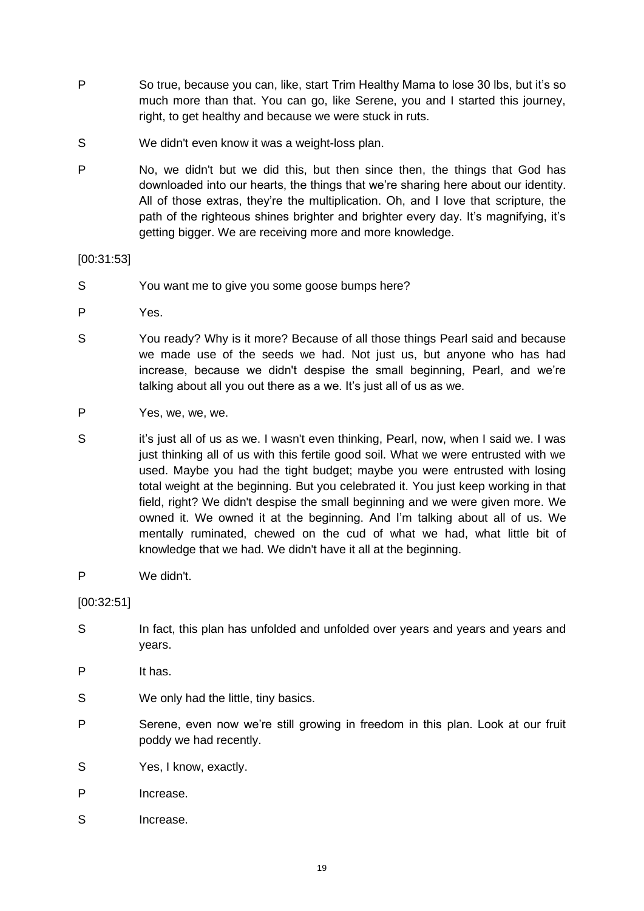P So true, because you can, like, start Trim Healthy Mama to lose 30 lbs, but it's so much more than that. You can go, like Serene, you and I started this journey, right, to get healthy and because we were stuck in ruts.

S We didn't even know it was a weight-loss plan.

P No, we didn't but we did this, but then since then, the things that God has downloaded into our hearts, the things that we're sharing here about our identity. All of those extras, they're the multiplication. Oh, and I love that scripture, the path of the righteous shines brighter and brighter every day. It's magnifying, it's getting bigger. We are receiving more and more knowledge.

[00:31:53]

S You want me to give you some goose bumps here?

P Yes.

S You ready? Why is it more? Because of all those things Pearl said and because we made use of the seeds we had. Not just us, but anyone who has had increase, because we didn't despise the small beginning, Pearl, and we're talking about all you out there as a we. It's just all of us as we.

P Yes, we, we, we.

S it's just all of us as we. I wasn't even thinking, Pearl, now, when I said we. I was just thinking all of us with this fertile good soil. What we were entrusted with we used. Maybe you had the tight budget; maybe you were entrusted with losing total weight at the beginning. But you celebrated it. You just keep working in that field, right? We didn't despise the small beginning and we were given more. We owned it. We owned it at the beginning. And I'm talking about all of us. We mentally ruminated, chewed on the cud of what we had, what little bit of knowledge that we had. We didn't have it all at the beginning.

P We didn't.

[00:32:51]

S In fact, this plan has unfolded and unfolded over years and years and years and years.

P It has.

S We only had the little, tiny basics.

P Serene, even now we're still growing in freedom in this plan. Look at our fruit poddy we had recently.

S Yes, I know, exactly.

P Increase.

S Increase.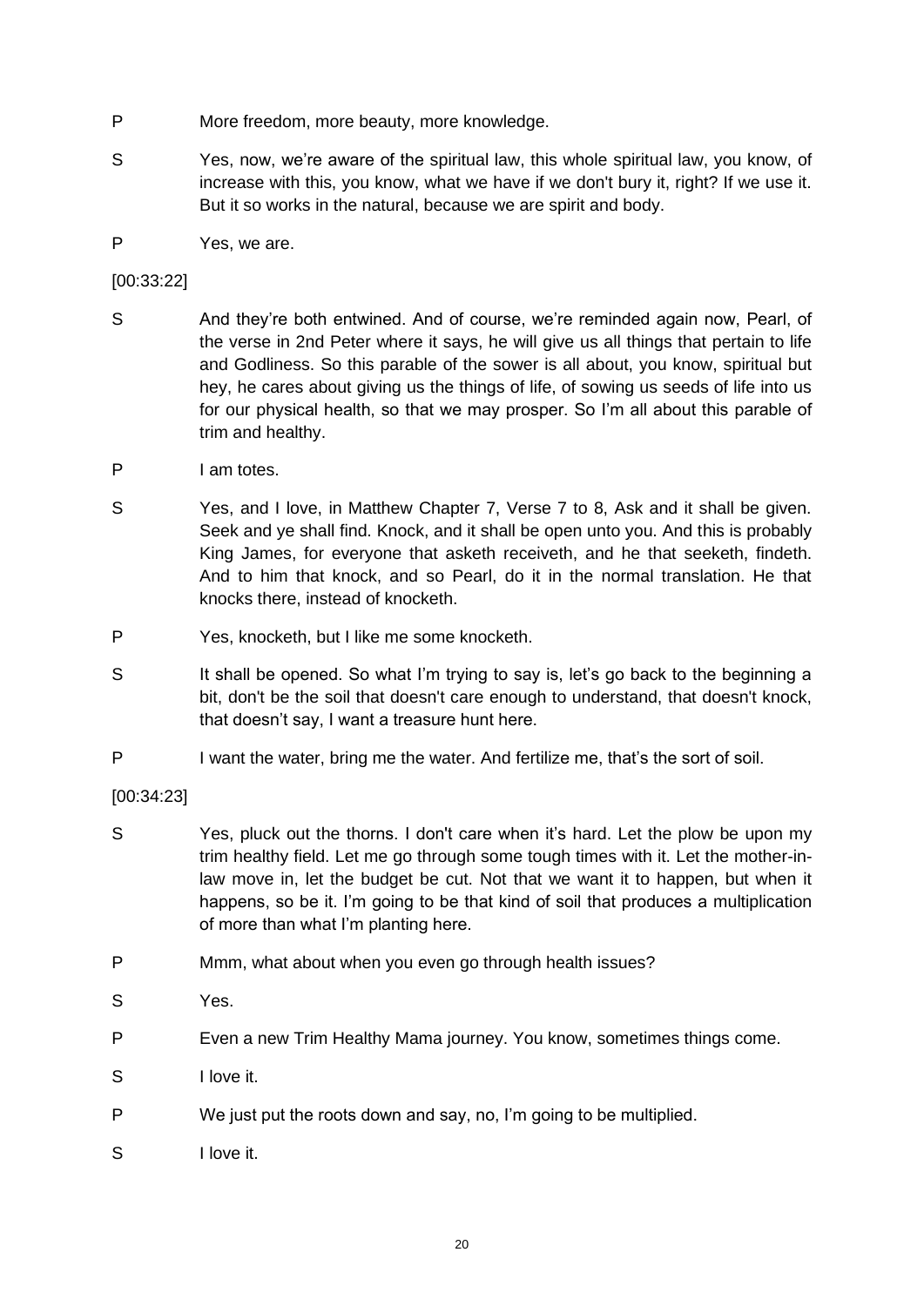P More freedom, more beauty, more knowledge.

S Yes, now, we're aware of the spiritual law, this whole spiritual law, you know, of increase with this, you know, what we have if we don't bury it, right? If we use it. But it so works in the natural, because we are spirit and body.

P Yes, we are.

[00:33:22]

S And they're both entwined. And of course, we're reminded again now, Pearl, of the verse in 2nd Peter where it says, he will give us all things that pertain to life and Godliness. So this parable of the sower is all about, you know, spiritual but hey, he cares about giving us the things of life, of sowing us seeds of life into us for our physical health, so that we may prosper. So I'm all about this parable of trim and healthy.

P I am totes.

S Yes, and I love, in Matthew Chapter 7, Verse 7 to 8, Ask and it shall be given. Seek and ye shall find. Knock, and it shall be open unto you. And this is probably King James, for everyone that asketh receiveth, and he that seeketh, findeth. And to him that knock, and so Pearl, do it in the normal translation. He that knocks there, instead of knocketh.

P Yes, knocketh, but I like me some knocketh.

S It shall be opened. So what I'm trying to say is, let's go back to the beginning a bit, don't be the soil that doesn't care enough to understand, that doesn't knock, that doesn't say, I want a treasure hunt here.

P I want the water, bring me the water. And fertilize me, that's the sort of soil.

[00:34:23]

S Yes, pluck out the thorns. I don't care when it's hard. Let the plow be upon my trim healthy field. Let me go through some tough times with it. Let the mother-in-law move in, let the budget be cut. Not that we want it to happen, but when it happens, so be it. I'm going to be that kind of soil that produces a multiplication of more than what I'm planting here.

P Mmm, what about when you even go through health issues?

S Yes.

P Even a new Trim Healthy Mama journey. You know, sometimes things come.

S I love it.

P We just put the roots down and say, no, I'm going to be multiplied.

S I love it.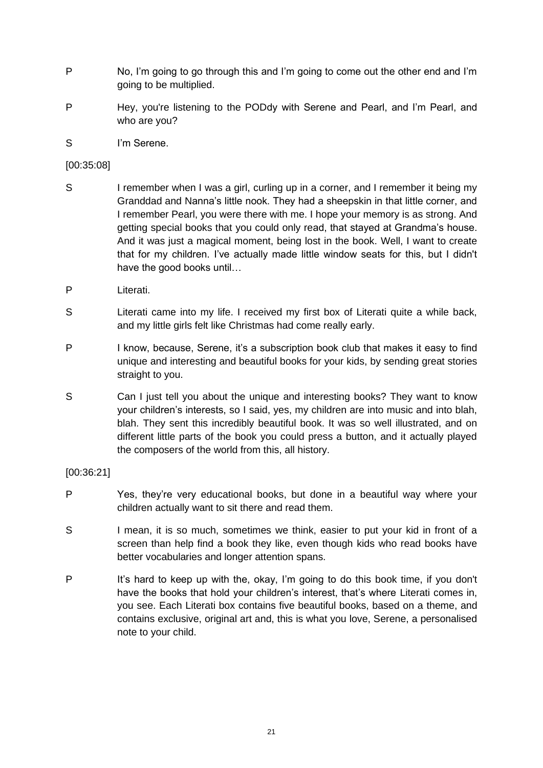P No, I'm going to go through this and I'm going to come out the other end and I'm going to be multiplied.

P Hey, you're listening to the PODdy with Serene and Pearl, and I'm Pearl, and who are you?

S I'm Serene.

[00:35:08]

S I remember when I was a girl, curling up in a corner, and I remember it being my Granddad and Nanna's little nook. They had a sheepskin in that little corner, and I remember Pearl, you were there with me. I hope your memory is as strong. And getting special books that you could only read, that stayed at Grandma's house. And it was just a magical moment, being lost in the book. Well, I want to create that for my children. I've actually made little window seats for this, but I didn't have the good books until…

P Literati.

S Literati came into my life. I received my first box of Literati quite a while back, and my little girls felt like Christmas had come really early.

P I know, because, Serene, it's a subscription book club that makes it easy to find unique and interesting and beautiful books for your kids, by sending great stories straight to you.

S Can I just tell you about the unique and interesting books? They want to know your children's interests, so I said, yes, my children are into music and into blah, blah. They sent this incredibly beautiful book. It was so well illustrated, and on different little parts of the book you could press a button, and it actually played the composers of the world from this, all history.

[00:36:21]

P Yes, they're very educational books, but done in a beautiful way where your children actually want to sit there and read them.

S I mean, it is so much, sometimes we think, easier to put your kid in front of a screen than help find a book they like, even though kids who read books have better vocabularies and longer attention spans.

P It's hard to keep up with the, okay, I'm going to do this book time, if you don't have the books that hold your children's interest, that's where Literati comes in, you see. Each Literati box contains five beautiful books, based on a theme, and contains exclusive, original art and, this is what you love, Serene, a personalised note to your child.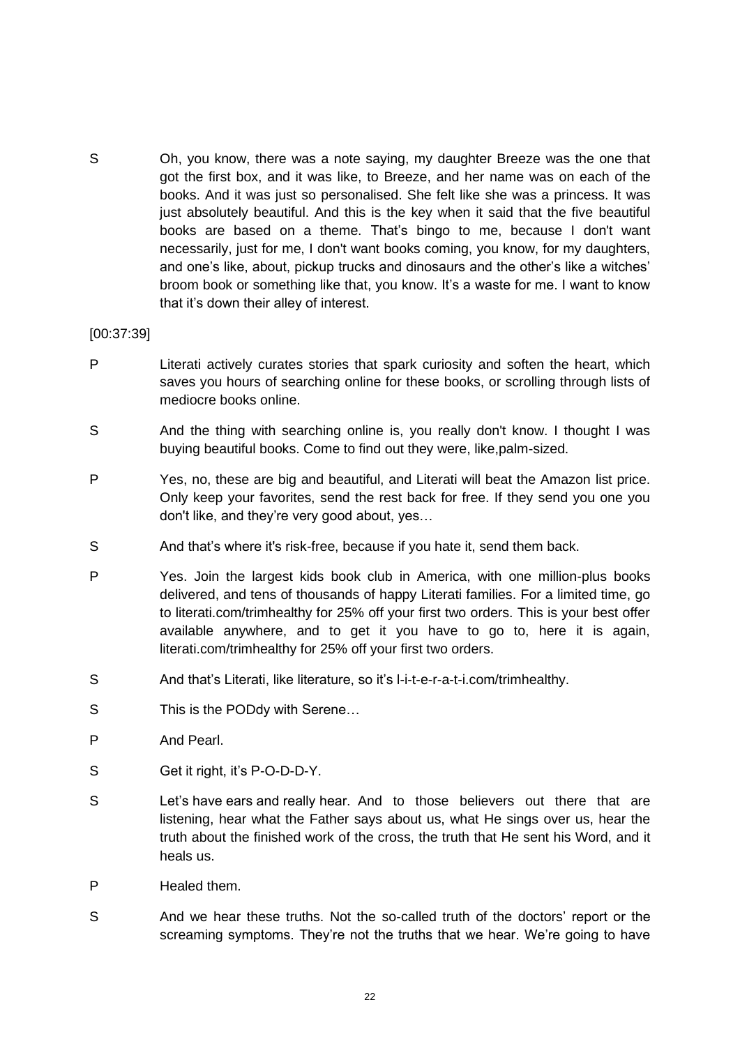S Oh, you know, there was a note saying, my daughter Breeze was the one that got the first box, and it was like, to Breeze, and her name was on each of the books. And it was just so personalised. She felt like she was a princess. It was just absolutely beautiful. And this is the key when it said that the five beautiful books are based on a theme. That's bingo to me, because I don't want necessarily, just for me, I don't want books coming, you know, for my daughters, and one's like, about, pickup trucks and dinosaurs and the other's like a witches' broom book or something like that, you know. It's a waste for me. I want to know that it's down their alley of interest.

[00:37:39]

P Literati actively curates stories that spark curiosity and soften the heart, which saves you hours of searching online for these books, or scrolling through lists of mediocre books online.

S And the thing with searching online is, you really don't know. I thought I was buying beautiful books. Come to find out they were, like,palm-sized.

P Yes, no, these are big and beautiful, and Literati will beat the Amazon list price. Only keep your favorites, send the rest back for free. If they send you one you don't like, and they're very good about, yes…

S And that's where it's risk-free, because if you hate it, send them back.

P Yes. Join the largest kids book club in America, with one million-plus books delivered, and tens of thousands of happy Literati families. For a limited time, go to literati.com/trimhealthy for 25% off your first two orders. This is your best offer available anywhere, and to get it you have to go to, here it is again, literati.com/trimhealthy for 25% off your first two orders.

S And that's Literati, like literature, so it's l-i-t-e-r-a-t-i.com/trimhealthy.

S This is the PODdy with Serene…

P And Pearl.

S Get it right, it's P-O-D-D-Y.

S Let's have ears and really hear. And to those believers out there that are listening, hear what the Father says about us, what He sings over us, hear the truth about the finished work of the cross, the truth that He sent his Word, and it heals us.

P Healed them.

S And we hear these truths. Not the so-called truth of the doctors' report or the screaming symptoms. They're not the truths that we hear. We're going to have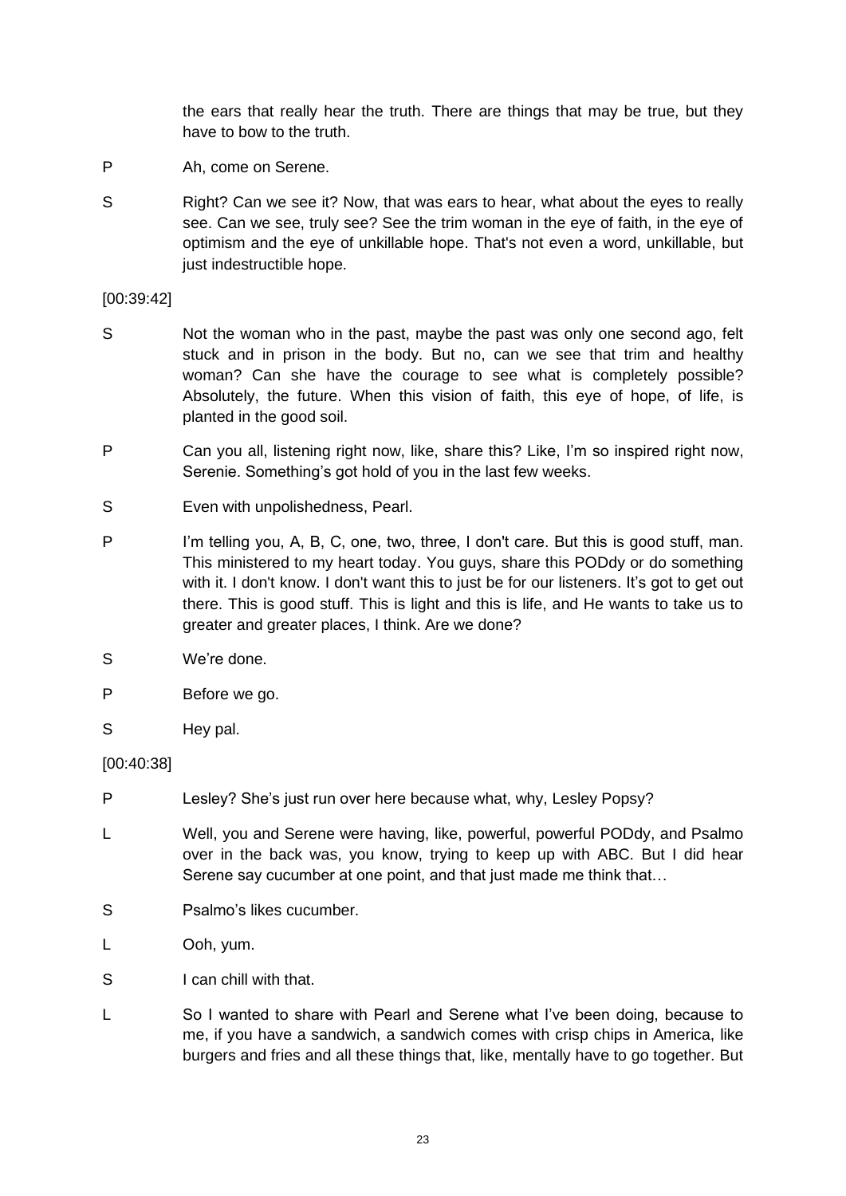the ears that really hear the truth. There are things that may be true, but they have to bow to the truth.

P Ah, come on Serene.

S Right? Can we see it? Now, that was ears to hear, what about the eyes to really see. Can we see, truly see? See the trim woman in the eye of faith, in the eye of optimism and the eye of unkillable hope. That's not even a word, unkillable, but just indestructible hope.

[00:39:42]

S Not the woman who in the past, maybe the past was only one second ago, felt stuck and in prison in the body. But no, can we see that trim and healthy woman? Can she have the courage to see what is completely possible? Absolutely, the future. When this vision of faith, this eye of hope, of life, is planted in the good soil.

P Can you all, listening right now, like, share this? Like, I'm so inspired right now, Serenie. Something's got hold of you in the last few weeks.

S Even with unpolishedness, Pearl.

P I'm telling you, A, B, C, one, two, three, I don't care. But this is good stuff, man. This ministered to my heart today. You guys, share this PODdy or do something with it. I don't know. I don't want this to just be for our listeners. It's got to get out there. This is good stuff. This is light and this is life, and He wants to take us to greater and greater places, I think. Are we done?

S We're done.

P Before we go.

S Hey pal.

[00:40:38]

P Lesley? She's just run over here because what, why, Lesley Popsy?

L Well, you and Serene were having, like, powerful, powerful PODdy, and Psalmo over in the back was, you know, trying to keep up with ABC. But I did hear Serene say cucumber at one point, and that just made me think that…

S Psalmo's likes cucumber.

L Ooh, yum.

S I can chill with that.

L So I wanted to share with Pearl and Serene what I've been doing, because to me, if you have a sandwich, a sandwich comes with crisp chips in America, like burgers and fries and all these things that, like, mentally have to go together. But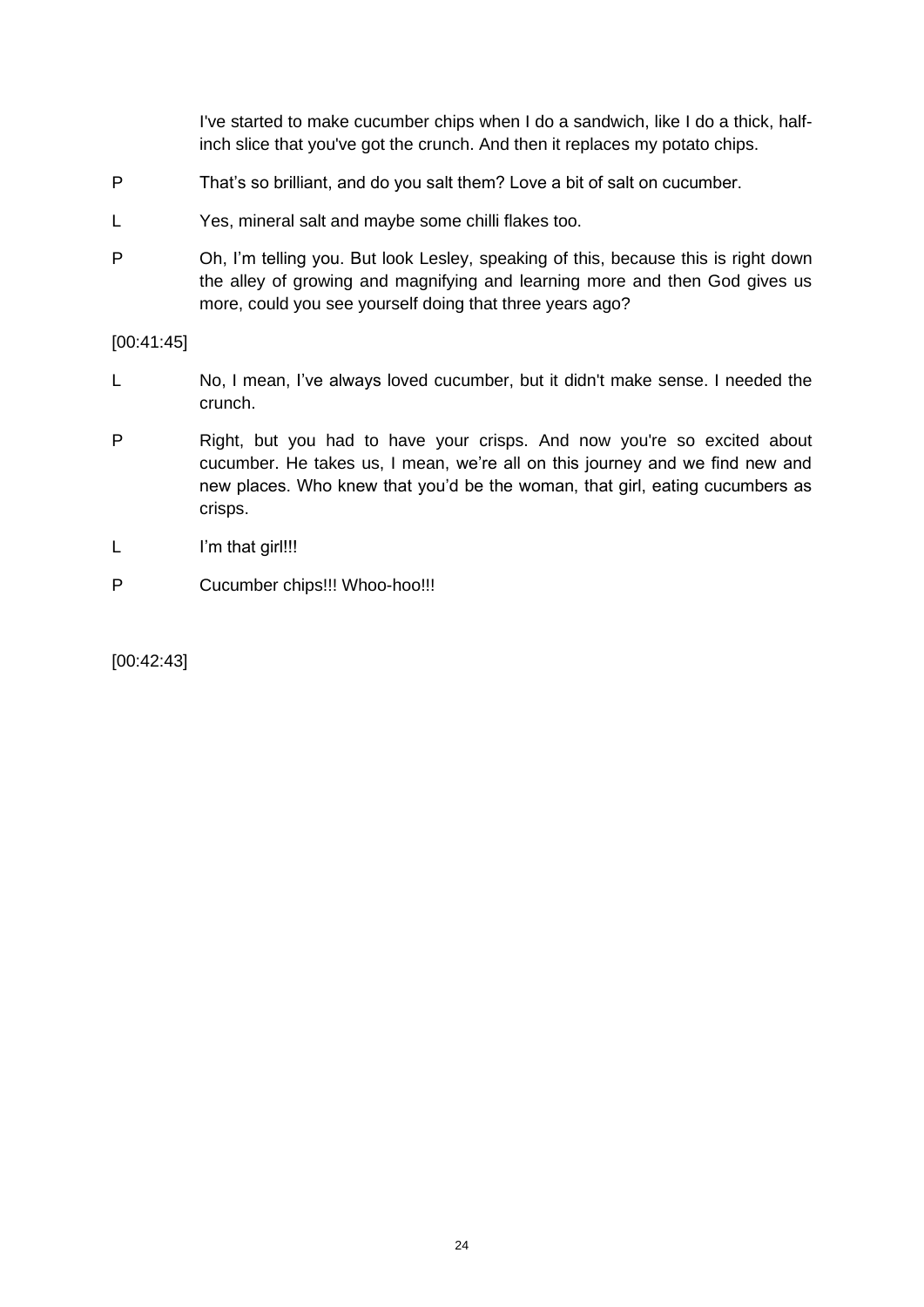I've started to make cucumber chips when I do a sandwich, like I do a thick, half-inch slice that you've got the crunch. And then it replaces my potato chips.

P That's so brilliant, and do you salt them? Love a bit of salt on cucumber.

L Yes, mineral salt and maybe some chilli flakes too.

P Oh, I'm telling you. But look Lesley, speaking of this, because this is right down the alley of growing and magnifying and learning more and then God gives us more, could you see yourself doing that three years ago?

[00:41:45]

L No, I mean, I've always loved cucumber, but it didn't make sense. I needed the crunch.

P Right, but you had to have your crisps. And now you're so excited about cucumber. He takes us, I mean, we're all on this journey and we find new and new places. Who knew that you'd be the woman, that girl, eating cucumbers as crisps.

L I'm that girl!!!

P Cucumber chips!!! Whoo-hoo!!!

[00:42:43]